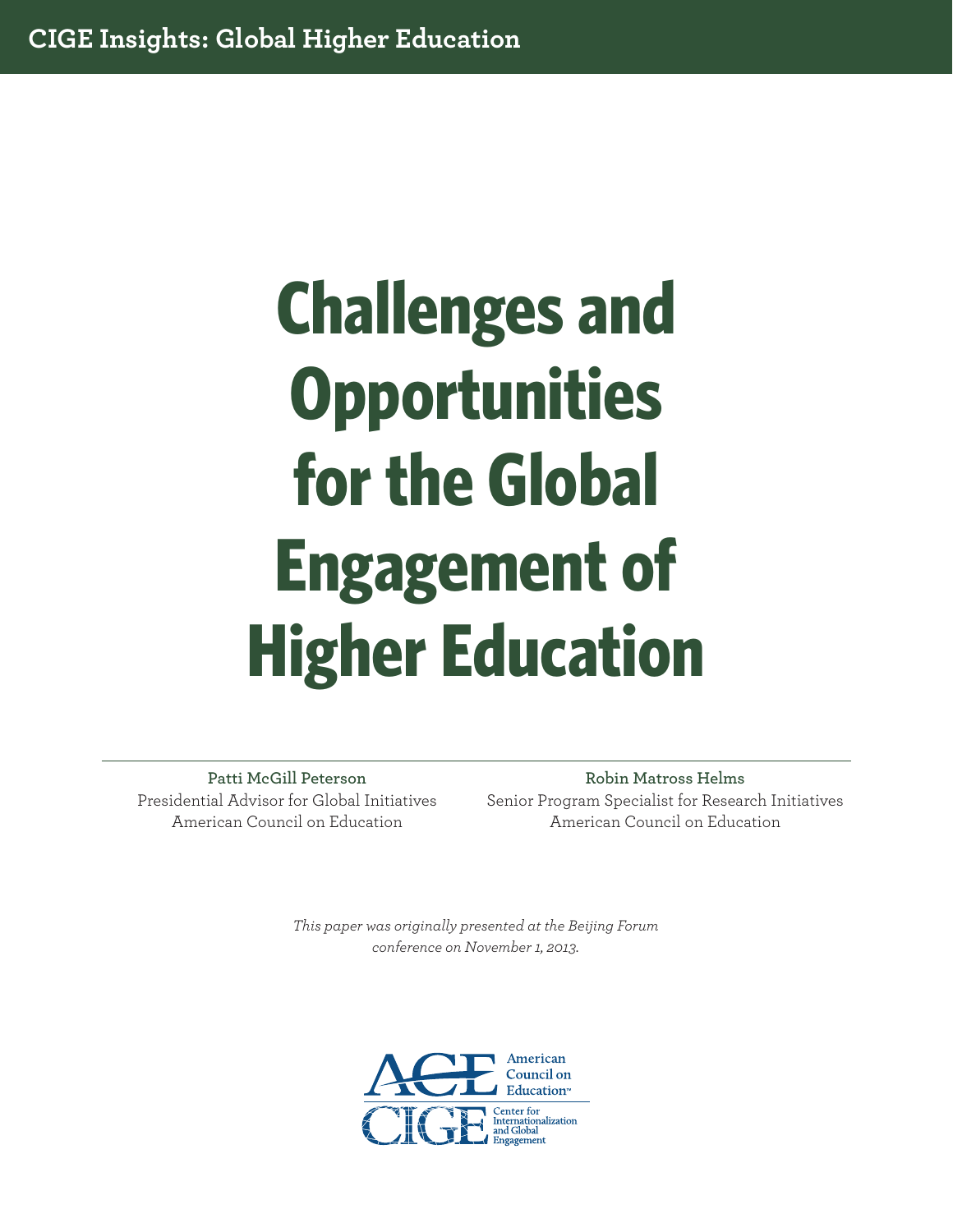CIGE Insights: Global Higher Education

# Challenges and Opportunities for the Global Engagement of Higher Education

**Patti McGill Peterson**
Presidential Advisor for Global Initiatives
American Council on Education

**Robin Matross Helms**
Senior Program Specialist for Research Initiatives
American Council on Education

*This paper was originally presented at the Beijing Forum conference on November 1, 2013.*

American Council on Education

Center for Internationalization and Global Engagement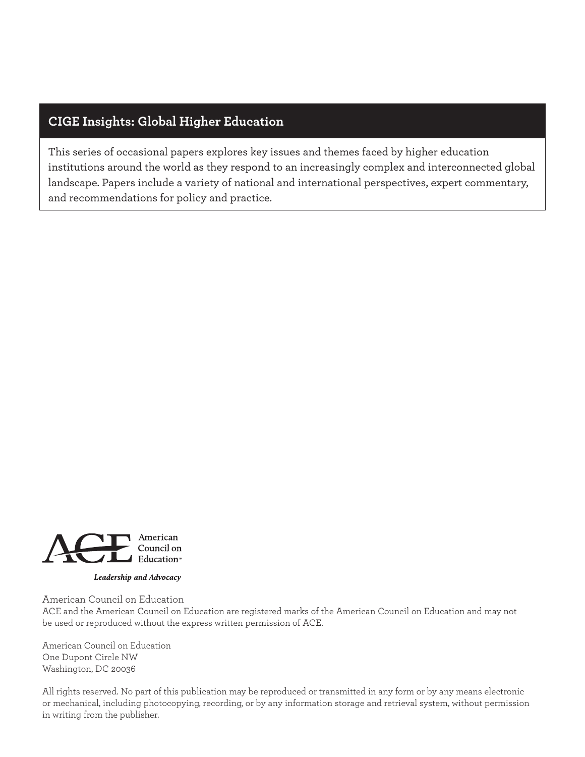## CIGE Insights: Global Higher Education

This series of occasional papers explores key issues and themes faced by higher education institutions around the world as they respond to an increasingly complex and interconnected global landscape. Papers include a variety of national and international perspectives, expert commentary, and recommendations for policy and practice.

ACE American Council on Education™

*Leadership and Advocacy*

American Council on Education
ACE and the American Council on Education are registered marks of the American Council on Education and may not be used or reproduced without the express written permission of ACE.

American Council on Education
One Dupont Circle NW
Washington, DC 20036

All rights reserved. No part of this publication may be reproduced or transmitted in any form or by any means electronic or mechanical, including photocopying, recording, or by any information storage and retrieval system, without permission in writing from the publisher.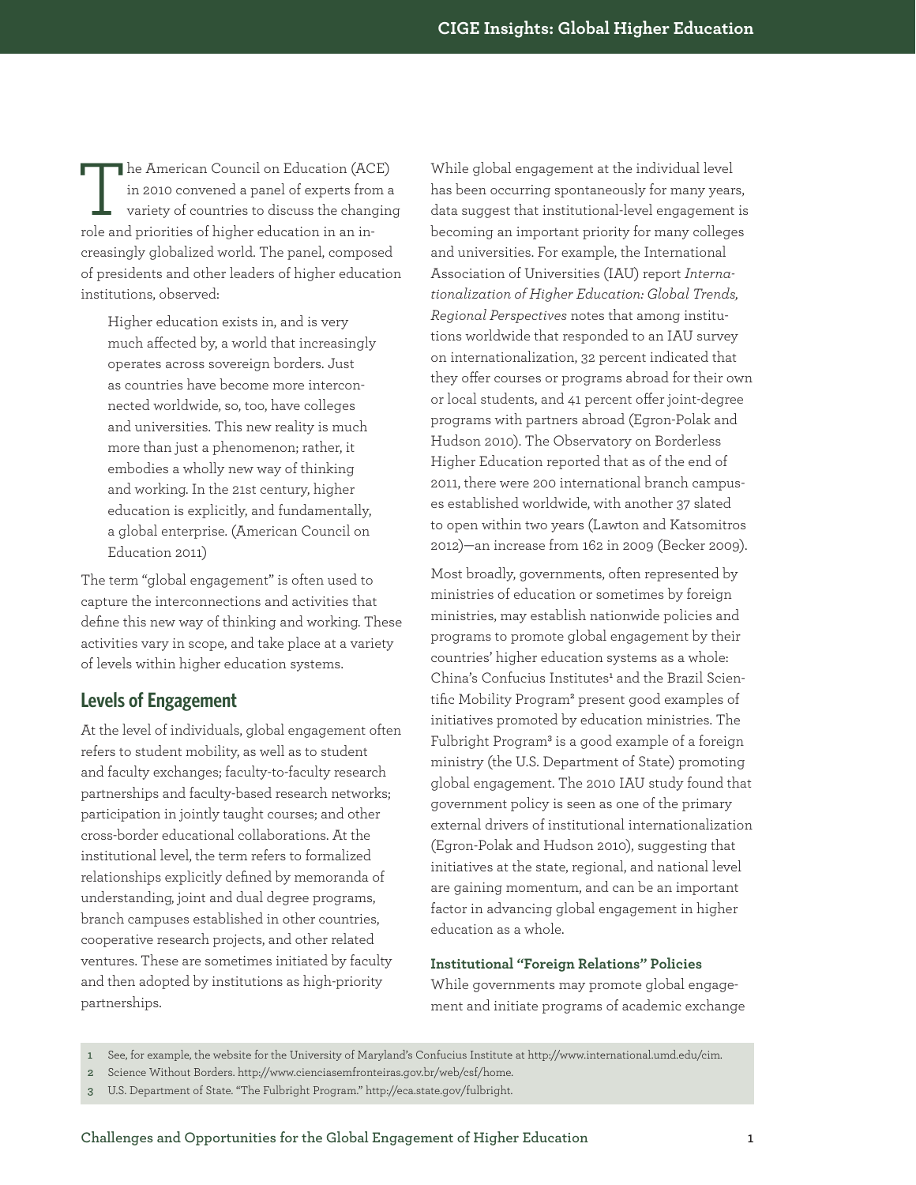The American Council on Education (ACE) in 2010 convened a panel of experts from a variety of countries to discuss the changing role and priorities of higher education in an increasingly globalized world. The panel, composed of presidents and other leaders of higher education institutions, observed:

> Higher education exists in, and is very much affected by, a world that increasingly operates across sovereign borders. Just as countries have become more interconnected worldwide, so, too, have colleges and universities. This new reality is much more than just a phenomenon; rather, it embodies a wholly new way of thinking and working. In the 21st century, higher education is explicitly, and fundamentally, a global enterprise. (American Council on Education 2011)

The term "global engagement" is often used to capture the interconnections and activities that define this new way of thinking and working. These activities vary in scope, and take place at a variety of levels within higher education systems.

## Levels of Engagement

At the level of individuals, global engagement often refers to student mobility, as well as to student and faculty exchanges; faculty-to-faculty research partnerships and faculty-based research networks; participation in jointly taught courses; and other cross-border educational collaborations. At the institutional level, the term refers to formalized relationships explicitly defined by memoranda of understanding, joint and dual degree programs, branch campuses established in other countries, cooperative research projects, and other related ventures. These are sometimes initiated by faculty and then adopted by institutions as high-priority partnerships.

While global engagement at the individual level has been occurring spontaneously for many years, data suggest that institutional-level engagement is becoming an important priority for many colleges and universities. For example, the International Association of Universities (IAU) report *Internationalization of Higher Education: Global Trends, Regional Perspectives* notes that among institutions worldwide that responded to an IAU survey on internationalization, 32 percent indicated that they offer courses or programs abroad for their own or local students, and 41 percent offer joint-degree programs with partners abroad (Egron-Polak and Hudson 2010). The Observatory on Borderless Higher Education reported that as of the end of 2011, there were 200 international branch campuses established worldwide, with another 37 slated to open within two years (Lawton and Katsomitros 2012)—an increase from 162 in 2009 (Becker 2009).

Most broadly, governments, often represented by ministries of education or sometimes by foreign ministries, may establish nationwide policies and programs to promote global engagement by their countries' higher education systems as a whole: China's Confucius Institutes[1] and the Brazil Scientific Mobility Program[2] present good examples of initiatives promoted by education ministries. The Fulbright Program[3] is a good example of a foreign ministry (the U.S. Department of State) promoting global engagement. The 2010 IAU study found that government policy is seen as one of the primary external drivers of institutional internationalization (Egron-Polak and Hudson 2010), suggesting that initiatives at the state, regional, and national level are gaining momentum, and can be an important factor in advancing global engagement in higher education as a whole.

### Institutional "Foreign Relations" Policies

While governments may promote global engagement and initiate programs of academic exchange

---

1 See, for example, the website for the University of Maryland's Confucius Institute at http://www.international.umd.edu/cim.

2 Science Without Borders. http://www.cienciasemfronteiras.gov.br/web/csf/home.

3 U.S. Department of State. "The Fulbright Program." http://eca.state.gov/fulbright.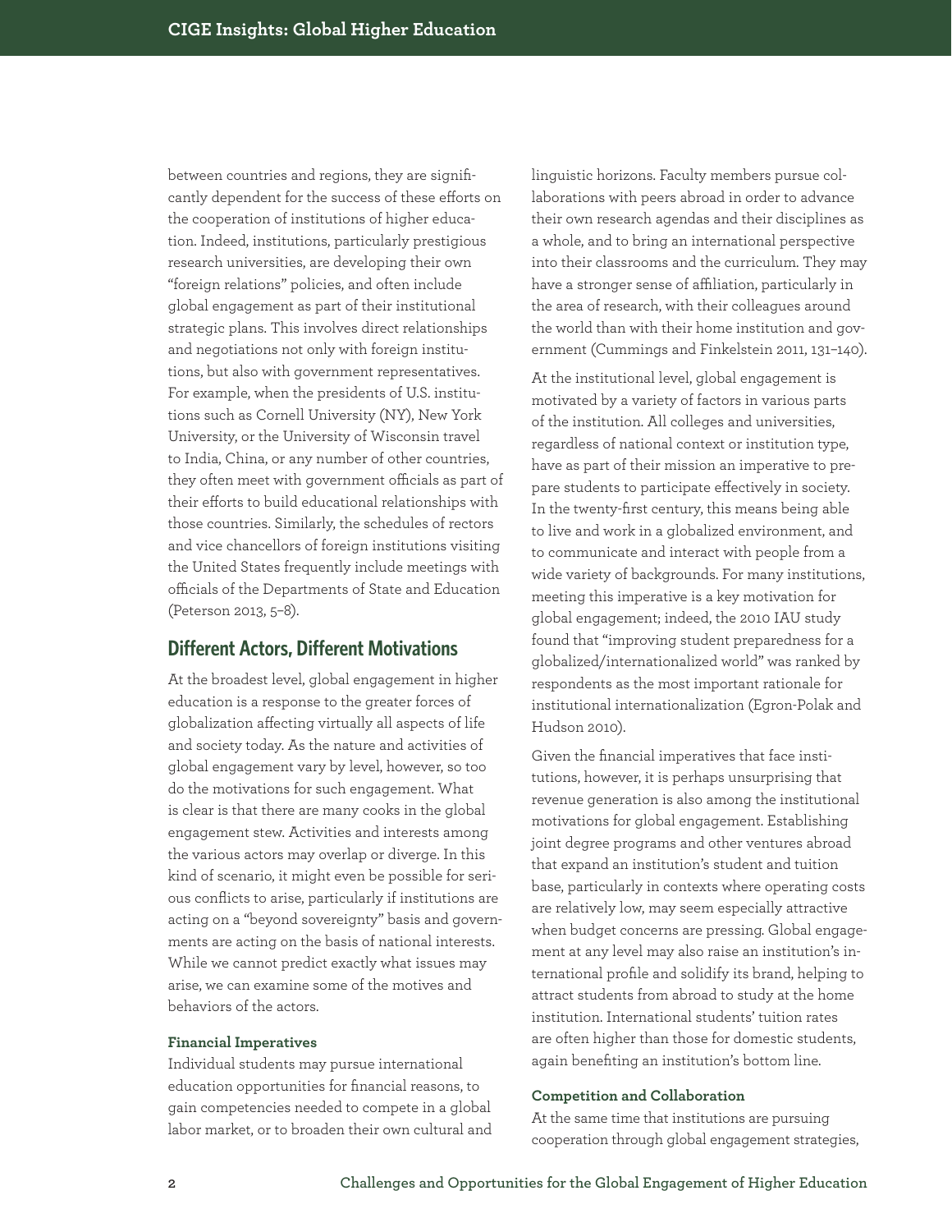between countries and regions, they are significantly dependent for the success of these efforts on the cooperation of institutions of higher education. Indeed, institutions, particularly prestigious research universities, are developing their own "foreign relations" policies, and often include global engagement as part of their institutional strategic plans. This involves direct relationships and negotiations not only with foreign institutions, but also with government representatives. For example, when the presidents of U.S. institutions such as Cornell University (NY), New York University, or the University of Wisconsin travel to India, China, or any number of other countries, they often meet with government officials as part of their efforts to build educational relationships with those countries. Similarly, the schedules of rectors and vice chancellors of foreign institutions visiting the United States frequently include meetings with officials of the Departments of State and Education (Peterson 2013, 5–8).

## Different Actors, Different Motivations

At the broadest level, global engagement in higher education is a response to the greater forces of globalization affecting virtually all aspects of life and society today. As the nature and activities of global engagement vary by level, however, so too do the motivations for such engagement. What is clear is that there are many cooks in the global engagement stew. Activities and interests among the various actors may overlap or diverge. In this kind of scenario, it might even be possible for serious conflicts to arise, particularly if institutions are acting on a "beyond sovereignty" basis and governments are acting on the basis of national interests. While we cannot predict exactly what issues may arise, we can examine some of the motives and behaviors of the actors.

### Financial Imperatives

Individual students may pursue international education opportunities for financial reasons, to gain competencies needed to compete in a global labor market, or to broaden their own cultural and linguistic horizons. Faculty members pursue collaborations with peers abroad in order to advance their own research agendas and their disciplines as a whole, and to bring an international perspective into their classrooms and the curriculum. They may have a stronger sense of affiliation, particularly in the area of research, with their colleagues around the world than with their home institution and government (Cummings and Finkelstein 2011, 131–140).

At the institutional level, global engagement is motivated by a variety of factors in various parts of the institution. All colleges and universities, regardless of national context or institution type, have as part of their mission an imperative to prepare students to participate effectively in society. In the twenty-first century, this means being able to live and work in a globalized environment, and to communicate and interact with people from a wide variety of backgrounds. For many institutions, meeting this imperative is a key motivation for global engagement; indeed, the 2010 IAU study found that "improving student preparedness for a globalized/internationalized world" was ranked by respondents as the most important rationale for institutional internationalization (Egron-Polak and Hudson 2010).

Given the financial imperatives that face institutions, however, it is perhaps unsurprising that revenue generation is also among the institutional motivations for global engagement. Establishing joint degree programs and other ventures abroad that expand an institution's student and tuition base, particularly in contexts where operating costs are relatively low, may seem especially attractive when budget concerns are pressing. Global engagement at any level may also raise an institution's international profile and solidify its brand, helping to attract students from abroad to study at the home institution. International students' tuition rates are often higher than those for domestic students, again benefiting an institution's bottom line.

### Competition and Collaboration

At the same time that institutions are pursuing cooperation through global engagement strategies,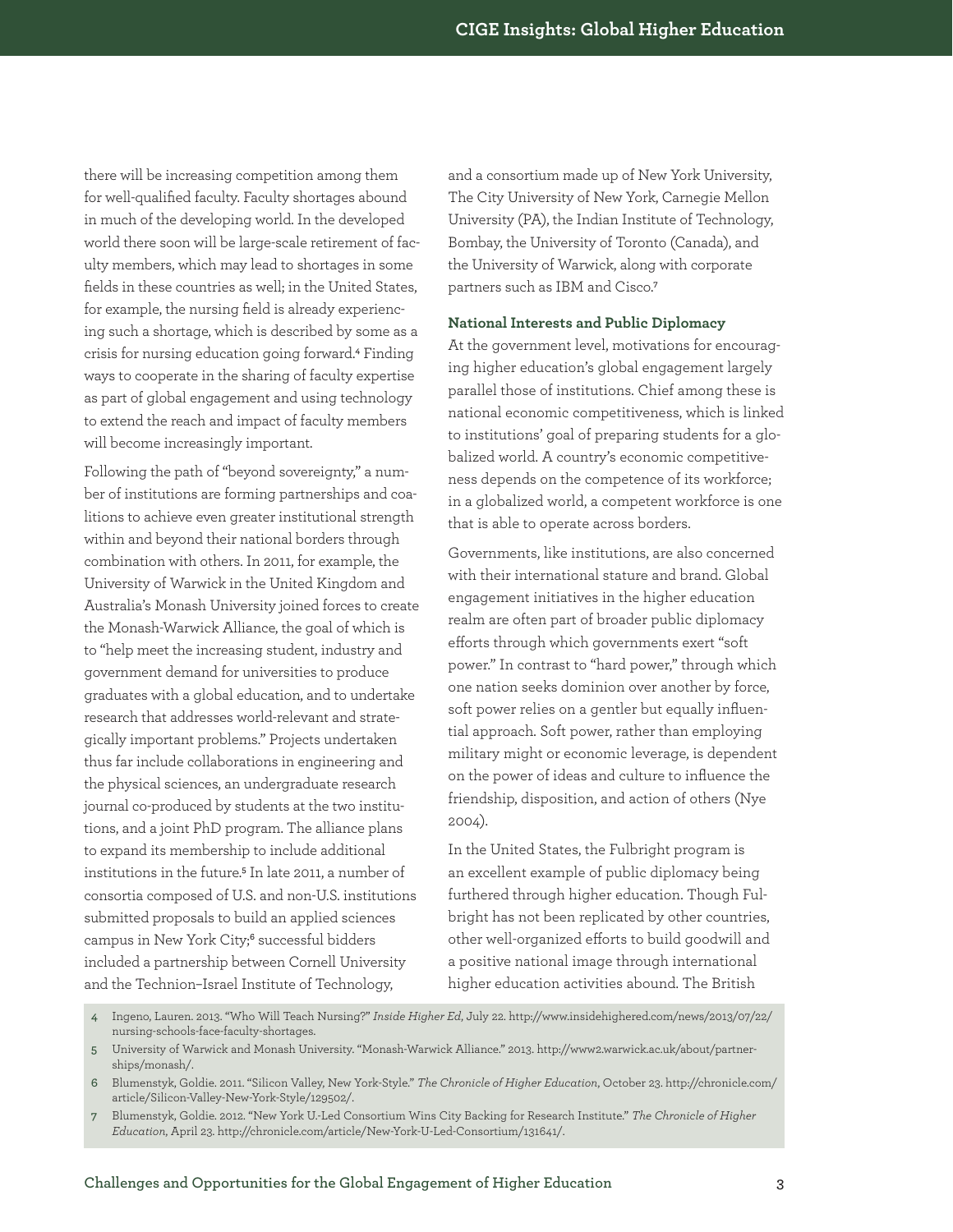there will be increasing competition among them for well-qualified faculty. Faculty shortages abound in much of the developing world. In the developed world there soon will be large-scale retirement of faculty members, which may lead to shortages in some fields in these countries as well; in the United States, for example, the nursing field is already experiencing such a shortage, which is described by some as a crisis for nursing education going forward.[4] Finding ways to cooperate in the sharing of faculty expertise as part of global engagement and using technology to extend the reach and impact of faculty members will become increasingly important.

Following the path of "beyond sovereignty," a number of institutions are forming partnerships and coalitions to achieve even greater institutional strength within and beyond their national borders through combination with others. In 2011, for example, the University of Warwick in the United Kingdom and Australia's Monash University joined forces to create the Monash-Warwick Alliance, the goal of which is to "help meet the increasing student, industry and government demand for universities to produce graduates with a global education, and to undertake research that addresses world-relevant and strategically important problems." Projects undertaken thus far include collaborations in engineering and the physical sciences, an undergraduate research journal co-produced by students at the two institutions, and a joint PhD program. The alliance plans to expand its membership to include additional institutions in the future.[5] In late 2011, a number of consortia composed of U.S. and non-U.S. institutions submitted proposals to build an applied sciences campus in New York City;[6] successful bidders included a partnership between Cornell University and the Technion–Israel Institute of Technology, and a consortium made up of New York University, The City University of New York, Carnegie Mellon University (PA), the Indian Institute of Technology, Bombay, the University of Toronto (Canada), and the University of Warwick, along with corporate partners such as IBM and Cisco.[7]

**National Interests and Public Diplomacy**

At the government level, motivations for encouraging higher education's global engagement largely parallel those of institutions. Chief among these is national economic competitiveness, which is linked to institutions' goal of preparing students for a globalized world. A country's economic competitiveness depends on the competence of its workforce; in a globalized world, a competent workforce is one that is able to operate across borders.

Governments, like institutions, are also concerned with their international stature and brand. Global engagement initiatives in the higher education realm are often part of broader public diplomacy efforts through which governments exert "soft power." In contrast to "hard power," through which one nation seeks dominion over another by force, soft power relies on a gentler but equally influential approach. Soft power, rather than employing military might or economic leverage, is dependent on the power of ideas and culture to influence the friendship, disposition, and action of others (Nye 2004).

In the United States, the Fulbright program is an excellent example of public diplomacy being furthered through higher education. Though Fulbright has not been replicated by other countries, other well-organized efforts to build goodwill and a positive national image through international higher education activities abound. The British

4 Ingeno, Lauren. 2013. "Who Will Teach Nursing?" *Inside Higher Ed*, July 22. http://www.insidehighered.com/news/2013/07/22/nursing-schools-face-faculty-shortages.

5 University of Warwick and Monash University. "Monash-Warwick Alliance." 2013. http://www2.warwick.ac.uk/about/partnerships/monash/.

6 Blumenstyk, Goldie. 2011. "Silicon Valley, New York-Style." *The Chronicle of Higher Education*, October 23. http://chronicle.com/article/Silicon-Valley-New-York-Style/129502/.

7 Blumenstyk, Goldie. 2012. "New York U.-Led Consortium Wins City Backing for Research Institute." *The Chronicle of Higher Education*, April 23. http://chronicle.com/article/New-York-U-Led-Consortium/131641/.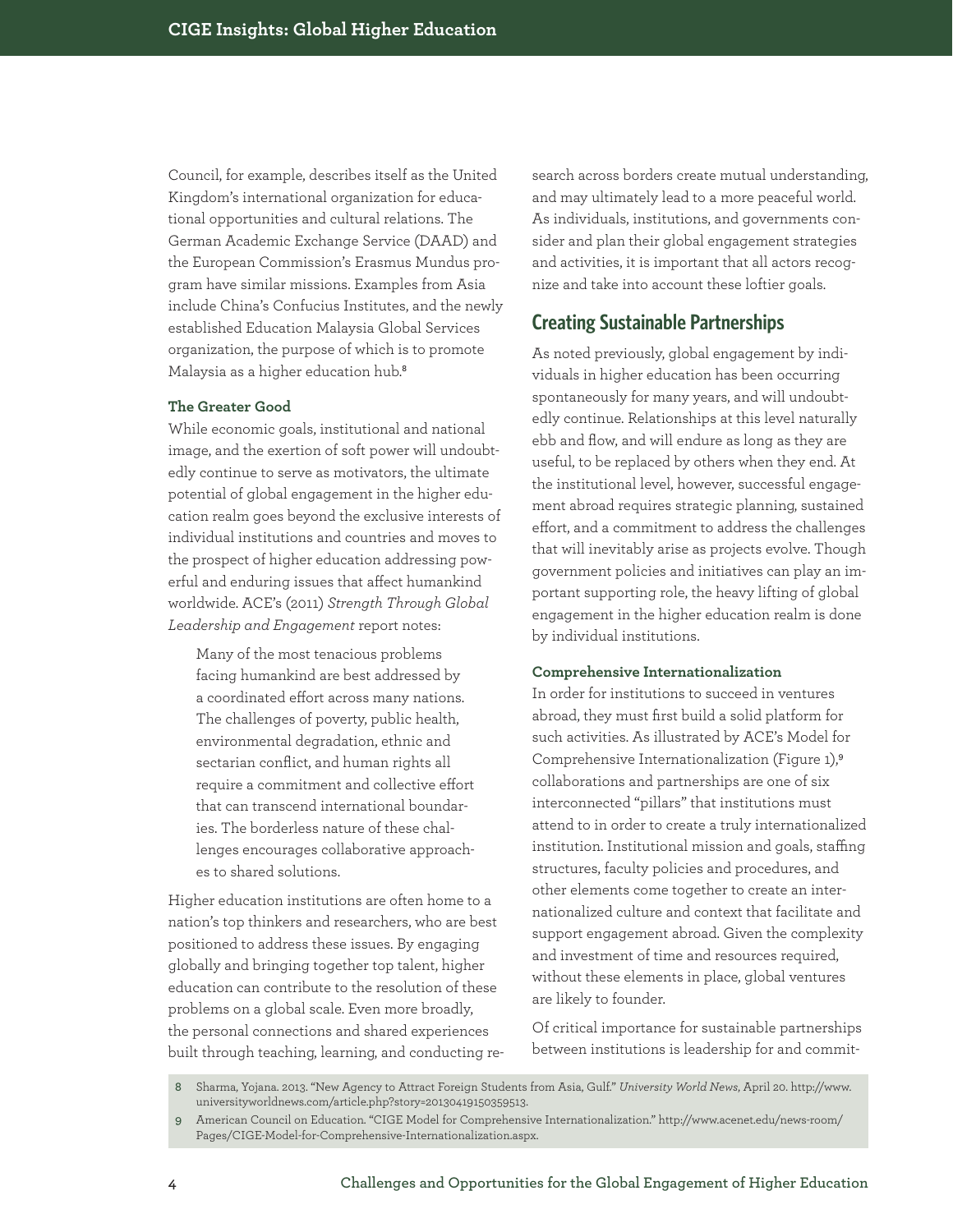Council, for example, describes itself as the United Kingdom's international organization for educational opportunities and cultural relations. The German Academic Exchange Service (DAAD) and the European Commission's Erasmus Mundus program have similar missions. Examples from Asia include China's Confucius Institutes, and the newly established Education Malaysia Global Services organization, the purpose of which is to promote Malaysia as a higher education hub.[8]

#### The Greater Good

While economic goals, institutional and national image, and the exertion of soft power will undoubtedly continue to serve as motivators, the ultimate potential of global engagement in the higher education realm goes beyond the exclusive interests of individual institutions and countries and moves to the prospect of higher education addressing powerful and enduring issues that affect humankind worldwide. ACE's (2011) *Strength Through Global Leadership and Engagement* report notes:

> Many of the most tenacious problems facing humankind are best addressed by a coordinated effort across many nations. The challenges of poverty, public health, environmental degradation, ethnic and sectarian conflict, and human rights all require a commitment and collective effort that can transcend international boundaries. The borderless nature of these challenges encourages collaborative approaches to shared solutions.

Higher education institutions are often home to a nation's top thinkers and researchers, who are best positioned to address these issues. By engaging globally and bringing together top talent, higher education can contribute to the resolution of these problems on a global scale. Even more broadly, the personal connections and shared experiences built through teaching, learning, and conducting research across borders create mutual understanding, and may ultimately lead to a more peaceful world. As individuals, institutions, and governments consider and plan their global engagement strategies and activities, it is important that all actors recognize and take into account these loftier goals.

## Creating Sustainable Partnerships

As noted previously, global engagement by individuals in higher education has been occurring spontaneously for many years, and will undoubtedly continue. Relationships at this level naturally ebb and flow, and will endure as long as they are useful, to be replaced by others when they end. At the institutional level, however, successful engagement abroad requires strategic planning, sustained effort, and a commitment to address the challenges that will inevitably arise as projects evolve. Though government policies and initiatives can play an important supporting role, the heavy lifting of global engagement in the higher education realm is done by individual institutions.

#### Comprehensive Internationalization

In order for institutions to succeed in ventures abroad, they must first build a solid platform for such activities. As illustrated by ACE's Model for Comprehensive Internationalization (Figure 1),[9] collaborations and partnerships are one of six interconnected "pillars" that institutions must attend to in order to create a truly internationalized institution. Institutional mission and goals, staffing structures, faculty policies and procedures, and other elements come together to create an internationalized culture and context that facilitate and support engagement abroad. Given the complexity and investment of time and resources required, without these elements in place, global ventures are likely to founder.

Of critical importance for sustainable partnerships between institutions is leadership for and commit-

---

8 Sharma, Yojana. 2013. "New Agency to Attract Foreign Students from Asia, Gulf." *University World News*, April 20. http://www.universityworldnews.com/article.php?story=20130419150359513.

9 American Council on Education. "CIGE Model for Comprehensive Internationalization." http://www.acenet.edu/news-room/Pages/CIGE-Model-for-Comprehensive-Internationalization.aspx.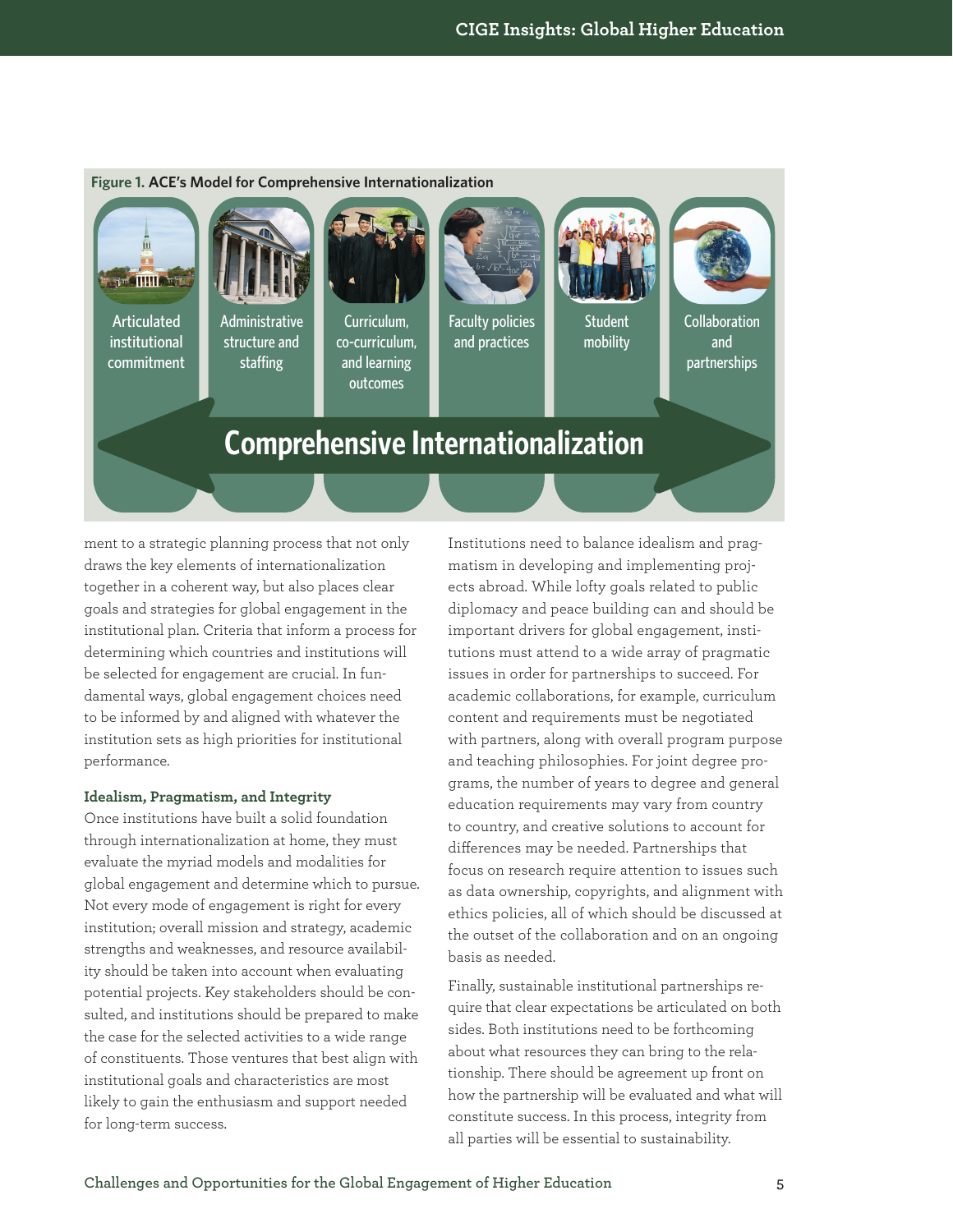**Figure 1.** ACE's Model for Comprehensive Internationalization

Articulated institutional commitment | Administrative structure and staffing | Curriculum, co-curriculum, and learning outcomes | Faculty policies and practices | Student mobility | Collaboration and partnerships

Comprehensive Internationalization

ment to a strategic planning process that not only draws the key elements of internationalization together in a coherent way, but also places clear goals and strategies for global engagement in the institutional plan. Criteria that inform a process for determining which countries and institutions will be selected for engagement are crucial. In fundamental ways, global engagement choices need to be informed by and aligned with whatever the institution sets as high priorities for institutional performance.

### Idealism, Pragmatism, and Integrity

Once institutions have built a solid foundation through internationalization at home, they must evaluate the myriad models and modalities for global engagement and determine which to pursue. Not every mode of engagement is right for every institution; overall mission and strategy, academic strengths and weaknesses, and resource availability should be taken into account when evaluating potential projects. Key stakeholders should be consulted, and institutions should be prepared to make the case for the selected activities to a wide range of constituents. Those ventures that best align with institutional goals and characteristics are most likely to gain the enthusiasm and support needed for long-term success.

Institutions need to balance idealism and pragmatism in developing and implementing projects abroad. While lofty goals related to public diplomacy and peace building can and should be important drivers for global engagement, institutions must attend to a wide array of pragmatic issues in order for partnerships to succeed. For academic collaborations, for example, curriculum content and requirements must be negotiated with partners, along with overall program purpose and teaching philosophies. For joint degree programs, the number of years to degree and general education requirements may vary from country to country, and creative solutions to account for differences may be needed. Partnerships that focus on research require attention to issues such as data ownership, copyrights, and alignment with ethics policies, all of which should be discussed at the outset of the collaboration and on an ongoing basis as needed.

Finally, sustainable institutional partnerships require that clear expectations be articulated on both sides. Both institutions need to be forthcoming about what resources they can bring to the relationship. There should be agreement up front on how the partnership will be evaluated and what will constitute success. In this process, integrity from all parties will be essential to sustainability.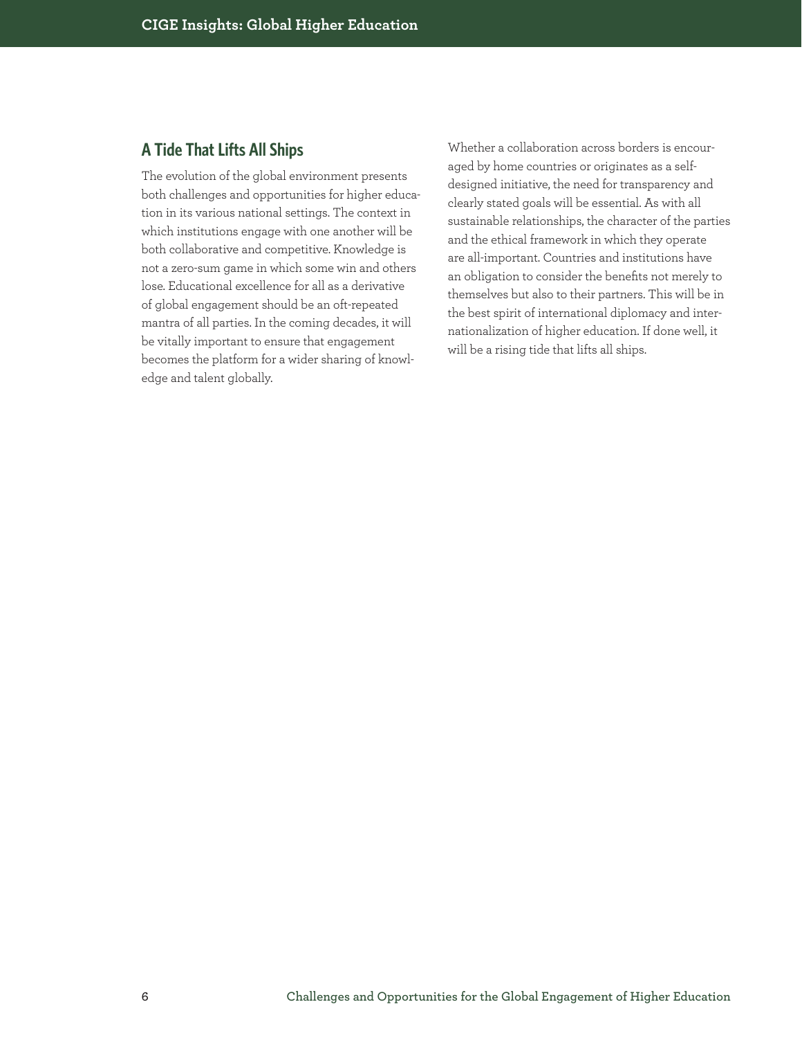## A Tide That Lifts All Ships

The evolution of the global environment presents both challenges and opportunities for higher education in its various national settings. The context in which institutions engage with one another will be both collaborative and competitive. Knowledge is not a zero-sum game in which some win and others lose. Educational excellence for all as a derivative of global engagement should be an oft-repeated mantra of all parties. In the coming decades, it will be vitally important to ensure that engagement becomes the platform for a wider sharing of knowledge and talent globally.

Whether a collaboration across borders is encouraged by home countries or originates as a self-designed initiative, the need for transparency and clearly stated goals will be essential. As with all sustainable relationships, the character of the parties and the ethical framework in which they operate are all-important. Countries and institutions have an obligation to consider the benefits not merely to themselves but also to their partners. This will be in the best spirit of international diplomacy and internationalization of higher education. If done well, it will be a rising tide that lifts all ships.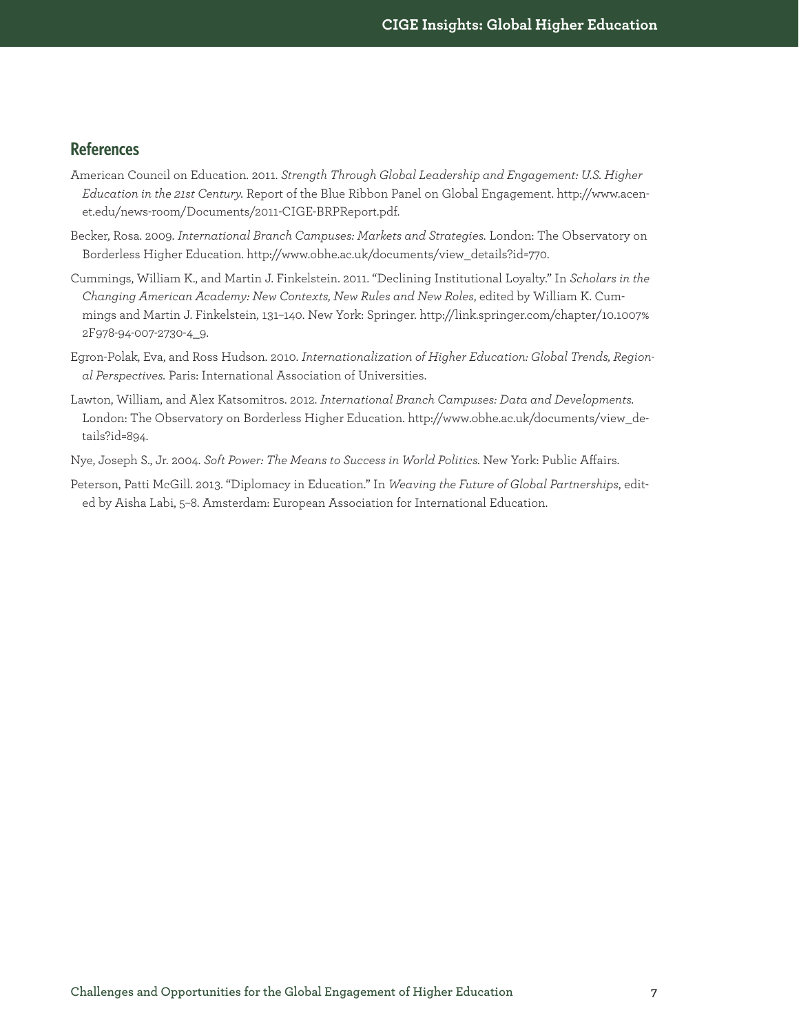## References

American Council on Education. 2011. *Strength Through Global Leadership and Engagement: U.S. Higher Education in the 21st Century.* Report of the Blue Ribbon Panel on Global Engagement. http://www.acenet.edu/news-room/Documents/2011-CIGE-BRPReport.pdf.

Becker, Rosa. 2009. *International Branch Campuses: Markets and Strategies.* London: The Observatory on Borderless Higher Education. http://www.obhe.ac.uk/documents/view_details?id=770.

Cummings, William K., and Martin J. Finkelstein. 2011. "Declining Institutional Loyalty." In *Scholars in the Changing American Academy: New Contexts, New Rules and New Roles*, edited by William K. Cummings and Martin J. Finkelstein, 131–140. New York: Springer. http://link.springer.com/chapter/10.1007%2F978-94-007-2730-4_9.

Egron-Polak, Eva, and Ross Hudson. 2010. *Internationalization of Higher Education: Global Trends, Regional Perspectives.* Paris: International Association of Universities.

Lawton, William, and Alex Katsomitros. 2012. *International Branch Campuses: Data and Developments.* London: The Observatory on Borderless Higher Education. http://www.obhe.ac.uk/documents/view_details?id=894.

Nye, Joseph S., Jr. 2004. *Soft Power: The Means to Success in World Politics.* New York: Public Affairs.

Peterson, Patti McGill. 2013. "Diplomacy in Education." In *Weaving the Future of Global Partnerships*, edited by Aisha Labi, 5–8. Amsterdam: European Association for International Education.